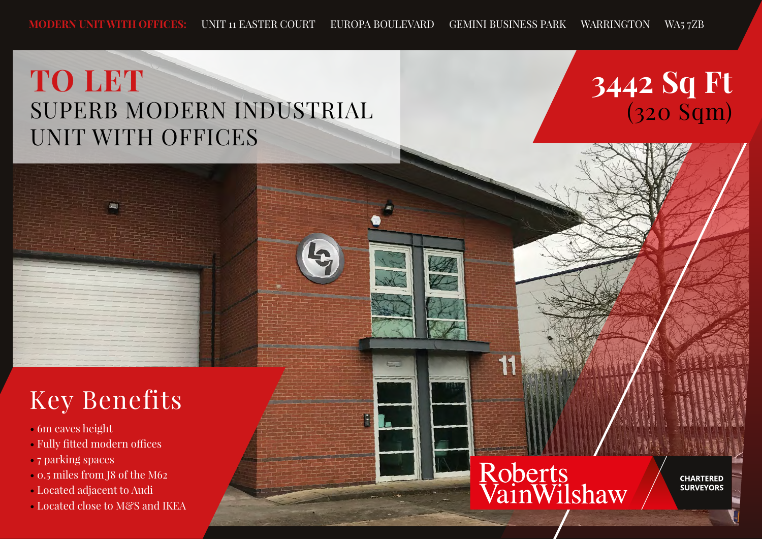**MODERN UNIT WITH OFFICES:** UNIT 11 EASTER COURT EUROPA BOULEVARD GEMINI BUSINESS PARK WARRINGTON WA5 7ZB

# TO LET

## SUPERB MODERN INDUSTRIAL UNIT WITH OFFICES

**3442 Sq Ft**
(320 Sqm)

## Key Benefits

- 6m eaves height
- Fully fitted modern offices
- 7 parking spaces
- 0.5 miles from J8 of the M62
- Located adjacent to Audi
- Located close to M&S and IKEA

Roberts VainWilshaw CHARTERED SURVEYORS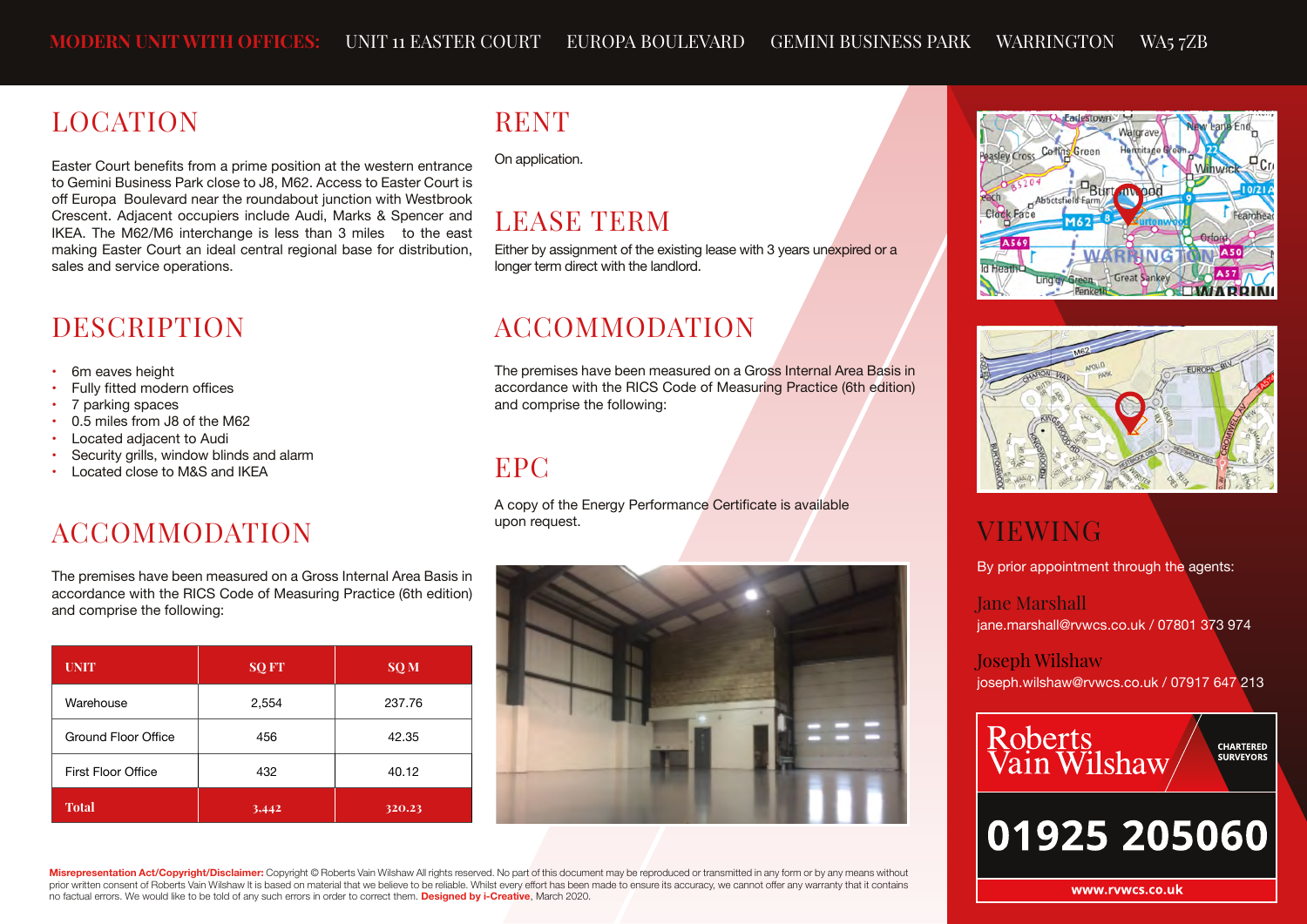**MODERN UNIT WITH OFFICES:** UNIT 11 EASTER COURT EUROPA BOULEVARD GEMINI BUSINESS PARK WARRINGTON WA5 7ZB

## LOCATION

Easter Court benefits from a prime position at the western entrance to Gemini Business Park close to J8, M62. Access to Easter Court is off Europa Boulevard near the roundabout junction with Westbrook Crescent. Adjacent occupiers include Audi, Marks & Spencer and IKEA. The M62/M6 interchange is less than 3 miles to the east making Easter Court an ideal central regional base for distribution, sales and service operations.

## DESCRIPTION

- 6m eaves height
- Fully fitted modern offices
- 7 parking spaces
- 0.5 miles from J8 of the M62
- Located adjacent to Audi
- Security grills, window blinds and alarm
- Located close to M&S and IKEA

## ACCOMMODATION

The premises have been measured on a Gross Internal Area Basis in accordance with the RICS Code of Measuring Practice (6th edition) and comprise the following:

| UNIT | SQ FT | SQ M |
|---|---|---|
| Warehouse | 2,554 | 237.76 |
| Ground Floor Office | 456 | 42.35 |
| First Floor Office | 432 | 40.12 |
| **Total** | **3,442** | **320.23** |

## RENT

On application.

## LEASE TERM

Either by assignment of the existing lease with 3 years unexpired or a longer term direct with the landlord.

## ACCOMMODATION

The premises have been measured on a Gross Internal Area Basis in accordance with the RICS Code of Measuring Practice (6th edition) and comprise the following:

## EPC

A copy of the Energy Performance Certificate is available upon request.

## VIEWING

By prior appointment through the agents:

**Jane Marshall**
jane.marshall@rvwcs.co.uk / 07801 373 974

**Joseph Wilshaw**
joseph.wilshaw@rvwcs.co.uk / 07917 647 213

Roberts Vain Wilshaw CHARTERED SURVEYORS

**01925 205060**

www.rvwcs.co.uk

**Misrepresentation Act/Copyright/Disclaimer:** Copyright © Roberts Vain Wilshaw All rights reserved. No part of this document may be reproduced or transmitted in any form or by any means without prior written consent of Roberts Vain Wilshaw It is based on material that we believe to be reliable. Whilst every effort has been made to ensure its accuracy, we cannot offer any warranty that it contains no factual errors. We would like to be told of any such errors in order to correct them. **Designed by i-Creative**, March 2020.